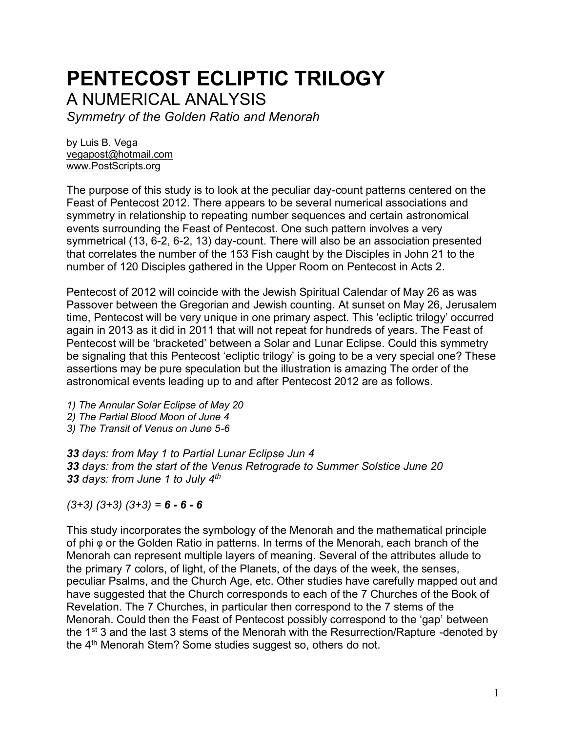# PENTECOST ECLIPTIC TRILOGY

## A NUMERICAL ANALYSIS

*Symmetry of the Golden Ratio and Menorah*

by Luis B. Vega
vegapost@hotmail.com
www.PostScripts.org

The purpose of this study is to look at the peculiar day-count patterns centered on the Feast of Pentecost 2012. There appears to be several numerical associations and symmetry in relationship to repeating number sequences and certain astronomical events surrounding the Feast of Pentecost. One such pattern involves a very symmetrical (13, 6-2, 6-2, 13) day-count. There will also be an association presented that correlates the number of the 153 Fish caught by the Disciples in John 21 to the number of 120 Disciples gathered in the Upper Room on Pentecost in Acts 2.

Pentecost of 2012 will coincide with the Jewish Spiritual Calendar of May 26 as was Passover between the Gregorian and Jewish counting. At sunset on May 26, Jerusalem time, Pentecost will be very unique in one primary aspect. This 'ecliptic trilogy' occurred again in 2013 as it did in 2011 that will not repeat for hundreds of years. The Feast of Pentecost will be 'bracketed' between a Solar and Lunar Eclipse. Could this symmetry be signaling that this Pentecost 'ecliptic trilogy' is going to be a very special one? These assertions may be pure speculation but the illustration is amazing The order of the astronomical events leading up to and after Pentecost 2012 are as follows.

*1) The Annular Solar Eclipse of May 20*
*2) The Partial Blood Moon of June 4*
*3) The Transit of Venus on June 5-6*

***33*** *days: from May 1 to Partial Lunar Eclipse Jun 4*
***33*** *days: from the start of the Venus Retrograde to Summer Solstice June 20*
***33*** *days: from June 1 to July 4th*

*(3+3) (3+3) (3+3) =* ***6 - 6 - 6***

This study incorporates the symbology of the Menorah and the mathematical principle of phi φ or the Golden Ratio in patterns. In terms of the Menorah, each branch of the Menorah can represent multiple layers of meaning. Several of the attributes allude to the primary 7 colors, of light, of the Planets, of the days of the week, the senses, peculiar Psalms, and the Church Age, etc. Other studies have carefully mapped out and have suggested that the Church corresponds to each of the 7 Churches of the Book of Revelation. The 7 Churches, in particular then correspond to the 7 stems of the Menorah. Could then the Feast of Pentecost possibly correspond to the 'gap' between the 1st 3 and the last 3 stems of the Menorah with the Resurrection/Rapture -denoted by the 4th Menorah Stem? Some studies suggest so, others do not.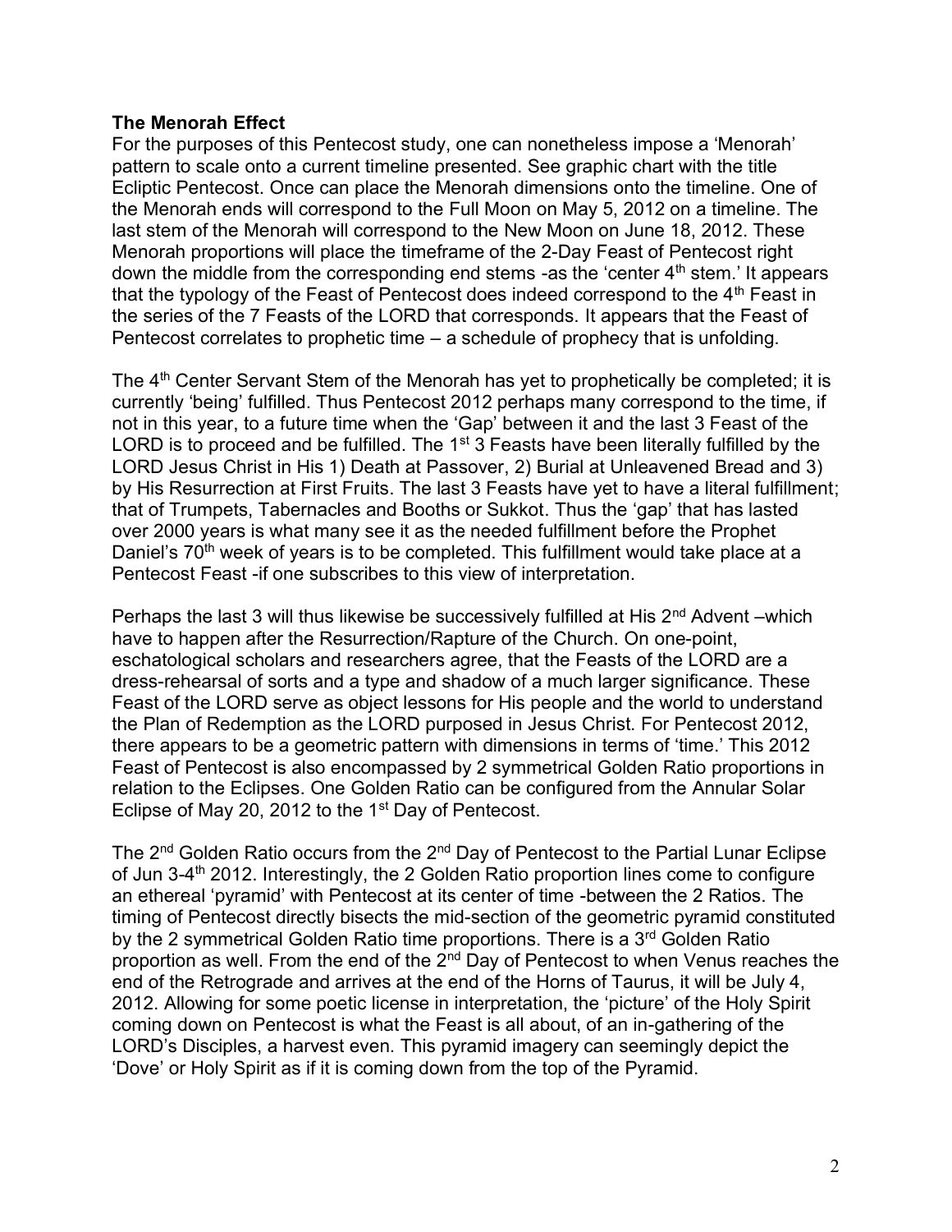**The Menorah Effect**

For the purposes of this Pentecost study, one can nonetheless impose a 'Menorah' pattern to scale onto a current timeline presented. See graphic chart with the title Ecliptic Pentecost. Once can place the Menorah dimensions onto the timeline. One of the Menorah ends will correspond to the Full Moon on May 5, 2012 on a timeline. The last stem of the Menorah will correspond to the New Moon on June 18, 2012. These Menorah proportions will place the timeframe of the 2-Day Feast of Pentecost right down the middle from the corresponding end stems -as the 'center 4th stem.' It appears that the typology of the Feast of Pentecost does indeed correspond to the 4th Feast in the series of the 7 Feasts of the LORD that corresponds. It appears that the Feast of Pentecost correlates to prophetic time – a schedule of prophecy that is unfolding.

The 4th Center Servant Stem of the Menorah has yet to prophetically be completed; it is currently 'being' fulfilled. Thus Pentecost 2012 perhaps many correspond to the time, if not in this year, to a future time when the 'Gap' between it and the last 3 Feast of the LORD is to proceed and be fulfilled. The 1st 3 Feasts have been literally fulfilled by the LORD Jesus Christ in His 1) Death at Passover, 2) Burial at Unleavened Bread and 3) by His Resurrection at First Fruits. The last 3 Feasts have yet to have a literal fulfillment; that of Trumpets, Tabernacles and Booths or Sukkot. Thus the 'gap' that has lasted over 2000 years is what many see it as the needed fulfillment before the Prophet Daniel's 70th week of years is to be completed. This fulfillment would take place at a Pentecost Feast -if one subscribes to this view of interpretation.

Perhaps the last 3 will thus likewise be successively fulfilled at His 2nd Advent –which have to happen after the Resurrection/Rapture of the Church. On one-point, eschatological scholars and researchers agree, that the Feasts of the LORD are a dress-rehearsal of sorts and a type and shadow of a much larger significance. These Feast of the LORD serve as object lessons for His people and the world to understand the Plan of Redemption as the LORD purposed in Jesus Christ. For Pentecost 2012, there appears to be a geometric pattern with dimensions in terms of 'time.' This 2012 Feast of Pentecost is also encompassed by 2 symmetrical Golden Ratio proportions in relation to the Eclipses. One Golden Ratio can be configured from the Annular Solar Eclipse of May 20, 2012 to the 1st Day of Pentecost.

The 2nd Golden Ratio occurs from the 2nd Day of Pentecost to the Partial Lunar Eclipse of Jun 3-4th 2012. Interestingly, the 2 Golden Ratio proportion lines come to configure an ethereal 'pyramid' with Pentecost at its center of time -between the 2 Ratios. The timing of Pentecost directly bisects the mid-section of the geometric pyramid constituted by the 2 symmetrical Golden Ratio time proportions. There is a 3rd Golden Ratio proportion as well. From the end of the 2nd Day of Pentecost to when Venus reaches the end of the Retrograde and arrives at the end of the Horns of Taurus, it will be July 4, 2012. Allowing for some poetic license in interpretation, the 'picture' of the Holy Spirit coming down on Pentecost is what the Feast is all about, of an in-gathering of the LORD's Disciples, a harvest even. This pyramid imagery can seemingly depict the 'Dove' or Holy Spirit as if it is coming down from the top of the Pyramid.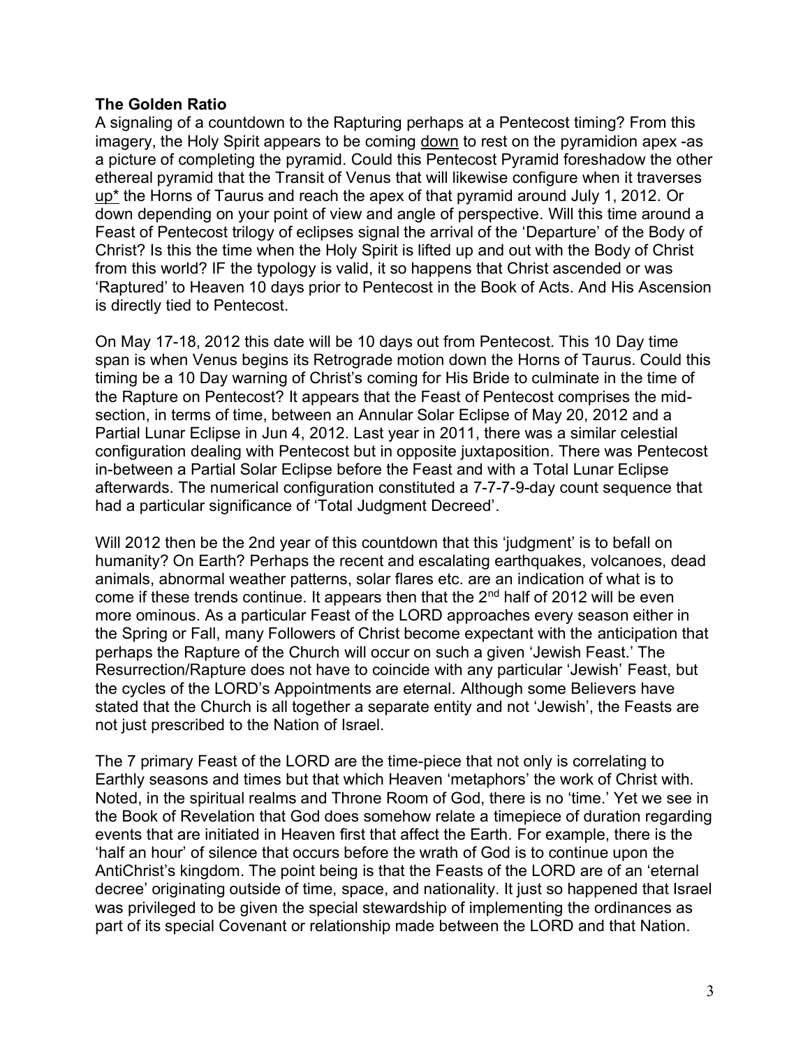**The Golden Ratio**

A signaling of a countdown to the Rapturing perhaps at a Pentecost timing? From this imagery, the Holy Spirit appears to be coming down to rest on the pyramidion apex -as a picture of completing the pyramid. Could this Pentecost Pyramid foreshadow the other ethereal pyramid that the Transit of Venus that will likewise configure when it traverses up* the Horns of Taurus and reach the apex of that pyramid around July 1, 2012. Or down depending on your point of view and angle of perspective. Will this time around a Feast of Pentecost trilogy of eclipses signal the arrival of the 'Departure' of the Body of Christ? Is this the time when the Holy Spirit is lifted up and out with the Body of Christ from this world? IF the typology is valid, it so happens that Christ ascended or was 'Raptured' to Heaven 10 days prior to Pentecost in the Book of Acts. And His Ascension is directly tied to Pentecost.

On May 17-18, 2012 this date will be 10 days out from Pentecost. This 10 Day time span is when Venus begins its Retrograde motion down the Horns of Taurus. Could this timing be a 10 Day warning of Christ's coming for His Bride to culminate in the time of the Rapture on Pentecost? It appears that the Feast of Pentecost comprises the mid-section, in terms of time, between an Annular Solar Eclipse of May 20, 2012 and a Partial Lunar Eclipse in Jun 4, 2012. Last year in 2011, there was a similar celestial configuration dealing with Pentecost but in opposite juxtaposition. There was Pentecost in-between a Partial Solar Eclipse before the Feast and with a Total Lunar Eclipse afterwards. The numerical configuration constituted a 7-7-7-9-day count sequence that had a particular significance of 'Total Judgment Decreed'.

Will 2012 then be the 2nd year of this countdown that this 'judgment' is to befall on humanity? On Earth? Perhaps the recent and escalating earthquakes, volcanoes, dead animals, abnormal weather patterns, solar flares etc. are an indication of what is to come if these trends continue. It appears then that the 2nd half of 2012 will be even more ominous. As a particular Feast of the LORD approaches every season either in the Spring or Fall, many Followers of Christ become expectant with the anticipation that perhaps the Rapture of the Church will occur on such a given 'Jewish Feast.' The Resurrection/Rapture does not have to coincide with any particular 'Jewish' Feast, but the cycles of the LORD's Appointments are eternal. Although some Believers have stated that the Church is all together a separate entity and not 'Jewish', the Feasts are not just prescribed to the Nation of Israel.

The 7 primary Feast of the LORD are the time-piece that not only is correlating to Earthly seasons and times but that which Heaven 'metaphors' the work of Christ with. Noted, in the spiritual realms and Throne Room of God, there is no 'time.' Yet we see in the Book of Revelation that God does somehow relate a timepiece of duration regarding events that are initiated in Heaven first that affect the Earth. For example, there is the 'half an hour' of silence that occurs before the wrath of God is to continue upon the AntiChrist's kingdom. The point being is that the Feasts of the LORD are of an 'eternal decree' originating outside of time, space, and nationality. It just so happened that Israel was privileged to be given the special stewardship of implementing the ordinances as part of its special Covenant or relationship made between the LORD and that Nation.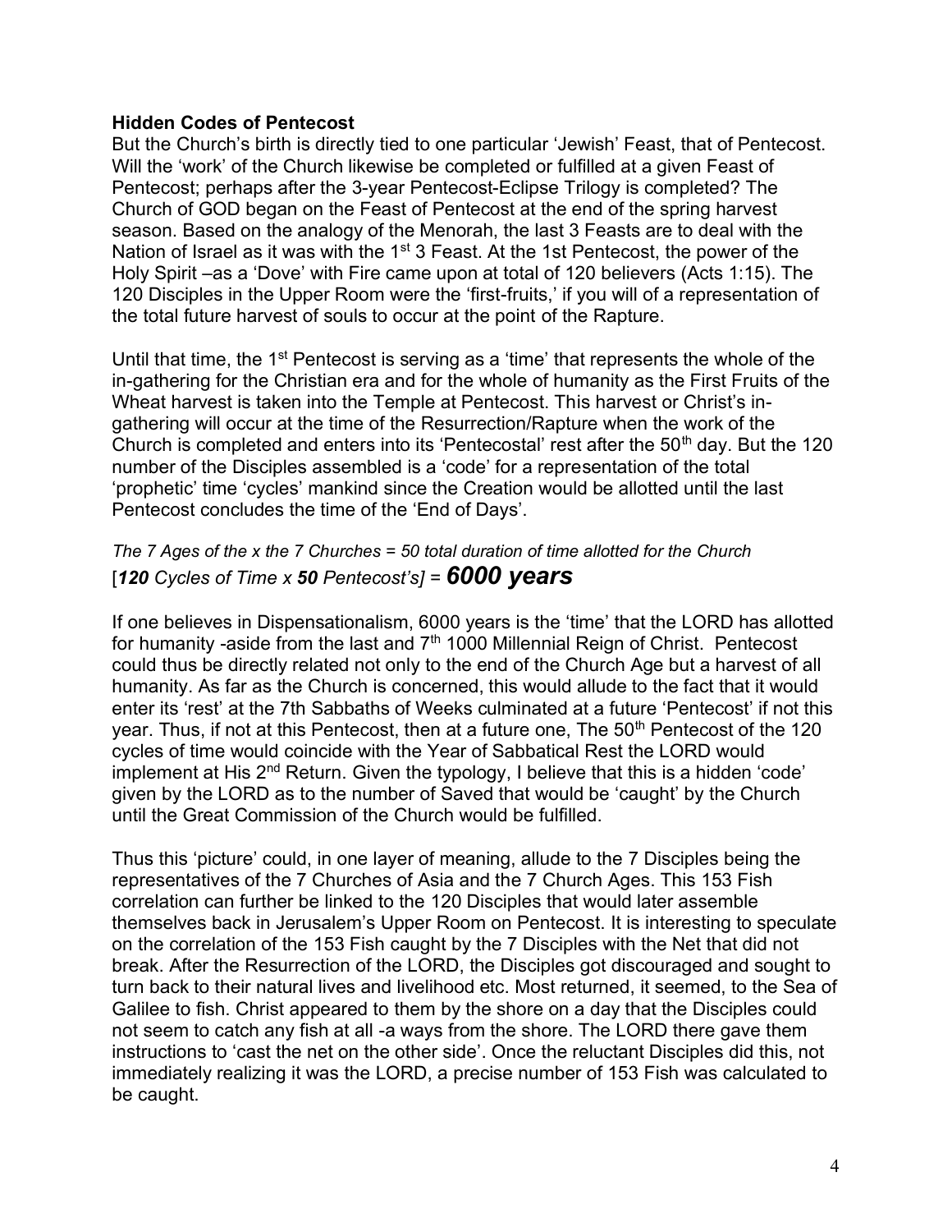**Hidden Codes of Pentecost**

But the Church's birth is directly tied to one particular 'Jewish' Feast, that of Pentecost. Will the 'work' of the Church likewise be completed or fulfilled at a given Feast of Pentecost; perhaps after the 3-year Pentecost-Eclipse Trilogy is completed? The Church of GOD began on the Feast of Pentecost at the end of the spring harvest season. Based on the analogy of the Menorah, the last 3 Feasts are to deal with the Nation of Israel as it was with the 1st 3 Feast. At the 1st Pentecost, the power of the Holy Spirit –as a 'Dove' with Fire came upon at total of 120 believers (Acts 1:15). The 120 Disciples in the Upper Room were the 'first-fruits,' if you will of a representation of the total future harvest of souls to occur at the point of the Rapture.

Until that time, the 1st Pentecost is serving as a 'time' that represents the whole of the in-gathering for the Christian era and for the whole of humanity as the First Fruits of the Wheat harvest is taken into the Temple at Pentecost. This harvest or Christ's in-gathering will occur at the time of the Resurrection/Rapture when the work of the Church is completed and enters into its 'Pentecostal' rest after the 50th day. But the 120 number of the Disciples assembled is a 'code' for a representation of the total 'prophetic' time 'cycles' mankind since the Creation would be allotted until the last Pentecost concludes the time of the 'End of Days'.

*The 7 Ages of the x the 7 Churches = 50 total duration of time allotted for the Church*
[***120** Cycles of Time x **50** Pentecost's*] = ***6000 years***

If one believes in Dispensationalism, 6000 years is the 'time' that the LORD has allotted for humanity -aside from the last and 7th 1000 Millennial Reign of Christ. Pentecost could thus be directly related not only to the end of the Church Age but a harvest of all humanity. As far as the Church is concerned, this would allude to the fact that it would enter its 'rest' at the 7th Sabbaths of Weeks culminated at a future 'Pentecost' if not this year. Thus, if not at this Pentecost, then at a future one, The 50th Pentecost of the 120 cycles of time would coincide with the Year of Sabbatical Rest the LORD would implement at His 2nd Return. Given the typology, I believe that this is a hidden 'code' given by the LORD as to the number of Saved that would be 'caught' by the Church until the Great Commission of the Church would be fulfilled.

Thus this 'picture' could, in one layer of meaning, allude to the 7 Disciples being the representatives of the 7 Churches of Asia and the 7 Church Ages. This 153 Fish correlation can further be linked to the 120 Disciples that would later assemble themselves back in Jerusalem's Upper Room on Pentecost. It is interesting to speculate on the correlation of the 153 Fish caught by the 7 Disciples with the Net that did not break. After the Resurrection of the LORD, the Disciples got discouraged and sought to turn back to their natural lives and livelihood etc. Most returned, it seemed, to the Sea of Galilee to fish. Christ appeared to them by the shore on a day that the Disciples could not seem to catch any fish at all -a ways from the shore. The LORD there gave them instructions to 'cast the net on the other side'. Once the reluctant Disciples did this, not immediately realizing it was the LORD, a precise number of 153 Fish was calculated to be caught.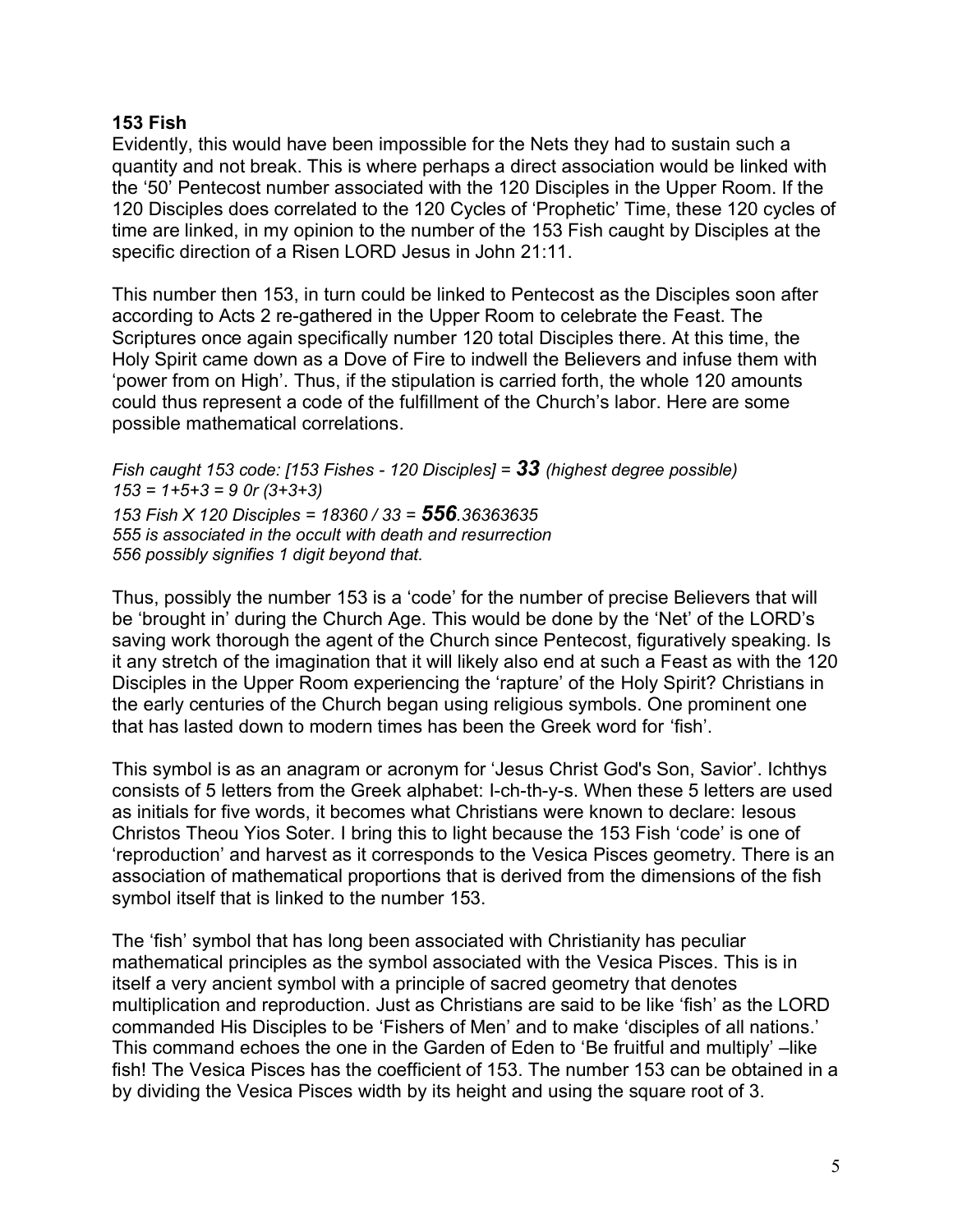**153 Fish**

Evidently, this would have been impossible for the Nets they had to sustain such a quantity and not break. This is where perhaps a direct association would be linked with the '50' Pentecost number associated with the 120 Disciples in the Upper Room. If the 120 Disciples does correlated to the 120 Cycles of 'Prophetic' Time, these 120 cycles of time are linked, in my opinion to the number of the 153 Fish caught by Disciples at the specific direction of a Risen LORD Jesus in John 21:11.

This number then 153, in turn could be linked to Pentecost as the Disciples soon after according to Acts 2 re-gathered in the Upper Room to celebrate the Feast. The Scriptures once again specifically number 120 total Disciples there. At this time, the Holy Spirit came down as a Dove of Fire to indwell the Believers and infuse them with 'power from on High'. Thus, if the stipulation is carried forth, the whole 120 amounts could thus represent a code of the fulfillment of the Church's labor. Here are some possible mathematical correlations.

*Fish caught 153 code: [153 Fishes - 120 Disciples] = **33** (highest degree possible)*
*153 = 1+5+3 = 9 0r (3+3+3)*
*153 Fish X 120 Disciples = 18360 / 33 = **556**.36363635*
*555 is associated in the occult with death and resurrection*
*556 possibly signifies 1 digit beyond that.*

Thus, possibly the number 153 is a 'code' for the number of precise Believers that will be 'brought in' during the Church Age. This would be done by the 'Net' of the LORD's saving work thorough the agent of the Church since Pentecost, figuratively speaking. Is it any stretch of the imagination that it will likely also end at such a Feast as with the 120 Disciples in the Upper Room experiencing the 'rapture' of the Holy Spirit? Christians in the early centuries of the Church began using religious symbols. One prominent one that has lasted down to modern times has been the Greek word for 'fish'.

This symbol is as an anagram or acronym for 'Jesus Christ God's Son, Savior'. Ichthys consists of 5 letters from the Greek alphabet: I-ch-th-y-s. When these 5 letters are used as initials for five words, it becomes what Christians were known to declare: Iesous Christos Theou Yios Soter. I bring this to light because the 153 Fish 'code' is one of 'reproduction' and harvest as it corresponds to the Vesica Pisces geometry. There is an association of mathematical proportions that is derived from the dimensions of the fish symbol itself that is linked to the number 153.

The 'fish' symbol that has long been associated with Christianity has peculiar mathematical principles as the symbol associated with the Vesica Pisces. This is in itself a very ancient symbol with a principle of sacred geometry that denotes multiplication and reproduction. Just as Christians are said to be like 'fish' as the LORD commanded His Disciples to be 'Fishers of Men' and to make 'disciples of all nations.' This command echoes the one in the Garden of Eden to 'Be fruitful and multiply' –like fish! The Vesica Pisces has the coefficient of 153. The number 153 can be obtained in a by dividing the Vesica Pisces width by its height and using the square root of 3.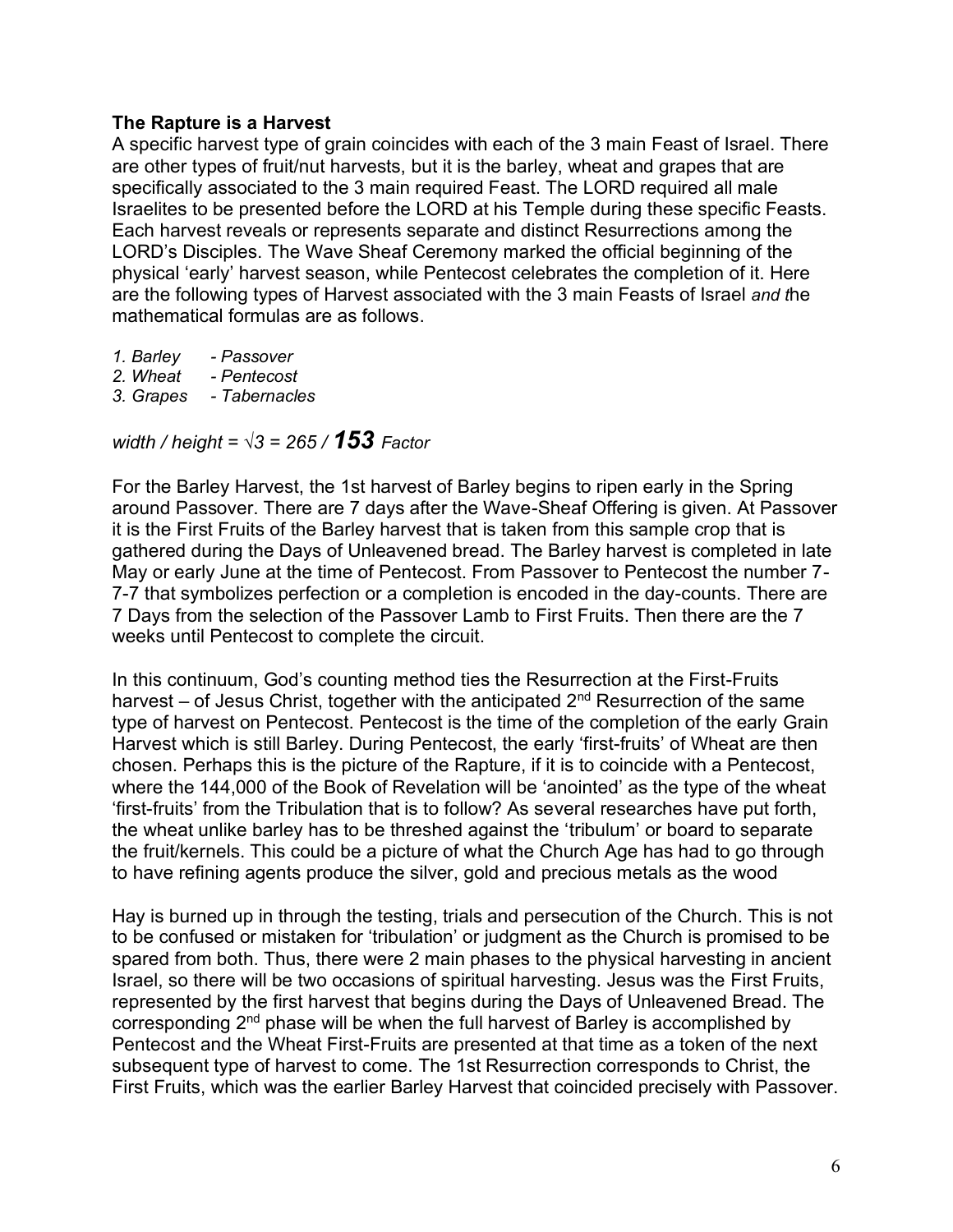**The Rapture is a Harvest**

A specific harvest type of grain coincides with each of the 3 main Feast of Israel. There are other types of fruit/nut harvests, but it is the barley, wheat and grapes that are specifically associated to the 3 main required Feast. The LORD required all male Israelites to be presented before the LORD at his Temple during these specific Feasts. Each harvest reveals or represents separate and distinct Resurrections among the LORD's Disciples. The Wave Sheaf Ceremony marked the official beginning of the physical 'early' harvest season, while Pentecost celebrates the completion of it. Here are the following types of Harvest associated with the 3 main Feasts of Israel *and t*he mathematical formulas are as follows.

*1. Barley - Passover*
*2. Wheat - Pentecost*
*3. Grapes - Tabernacles*

*width / height = √3 = 265 /* ***153*** *Factor*

For the Barley Harvest, the 1st harvest of Barley begins to ripen early in the Spring around Passover. There are 7 days after the Wave-Sheaf Offering is given. At Passover it is the First Fruits of the Barley harvest that is taken from this sample crop that is gathered during the Days of Unleavened bread. The Barley harvest is completed in late May or early June at the time of Pentecost. From Passover to Pentecost the number 7-7-7 that symbolizes perfection or a completion is encoded in the day-counts. There are 7 Days from the selection of the Passover Lamb to First Fruits. Then there are the 7 weeks until Pentecost to complete the circuit.

In this continuum, God's counting method ties the Resurrection at the First-Fruits harvest – of Jesus Christ, together with the anticipated 2nd Resurrection of the same type of harvest on Pentecost. Pentecost is the time of the completion of the early Grain Harvest which is still Barley. During Pentecost, the early 'first-fruits' of Wheat are then chosen. Perhaps this is the picture of the Rapture, if it is to coincide with a Pentecost, where the 144,000 of the Book of Revelation will be 'anointed' as the type of the wheat 'first-fruits' from the Tribulation that is to follow? As several researches have put forth, the wheat unlike barley has to be threshed against the 'tribulum' or board to separate the fruit/kernels. This could be a picture of what the Church Age has had to go through to have refining agents produce the silver, gold and precious metals as the wood

Hay is burned up in through the testing, trials and persecution of the Church. This is not to be confused or mistaken for 'tribulation' or judgment as the Church is promised to be spared from both. Thus, there were 2 main phases to the physical harvesting in ancient Israel, so there will be two occasions of spiritual harvesting. Jesus was the First Fruits, represented by the first harvest that begins during the Days of Unleavened Bread. The corresponding 2nd phase will be when the full harvest of Barley is accomplished by Pentecost and the Wheat First-Fruits are presented at that time as a token of the next subsequent type of harvest to come. The 1st Resurrection corresponds to Christ, the First Fruits, which was the earlier Barley Harvest that coincided precisely with Passover.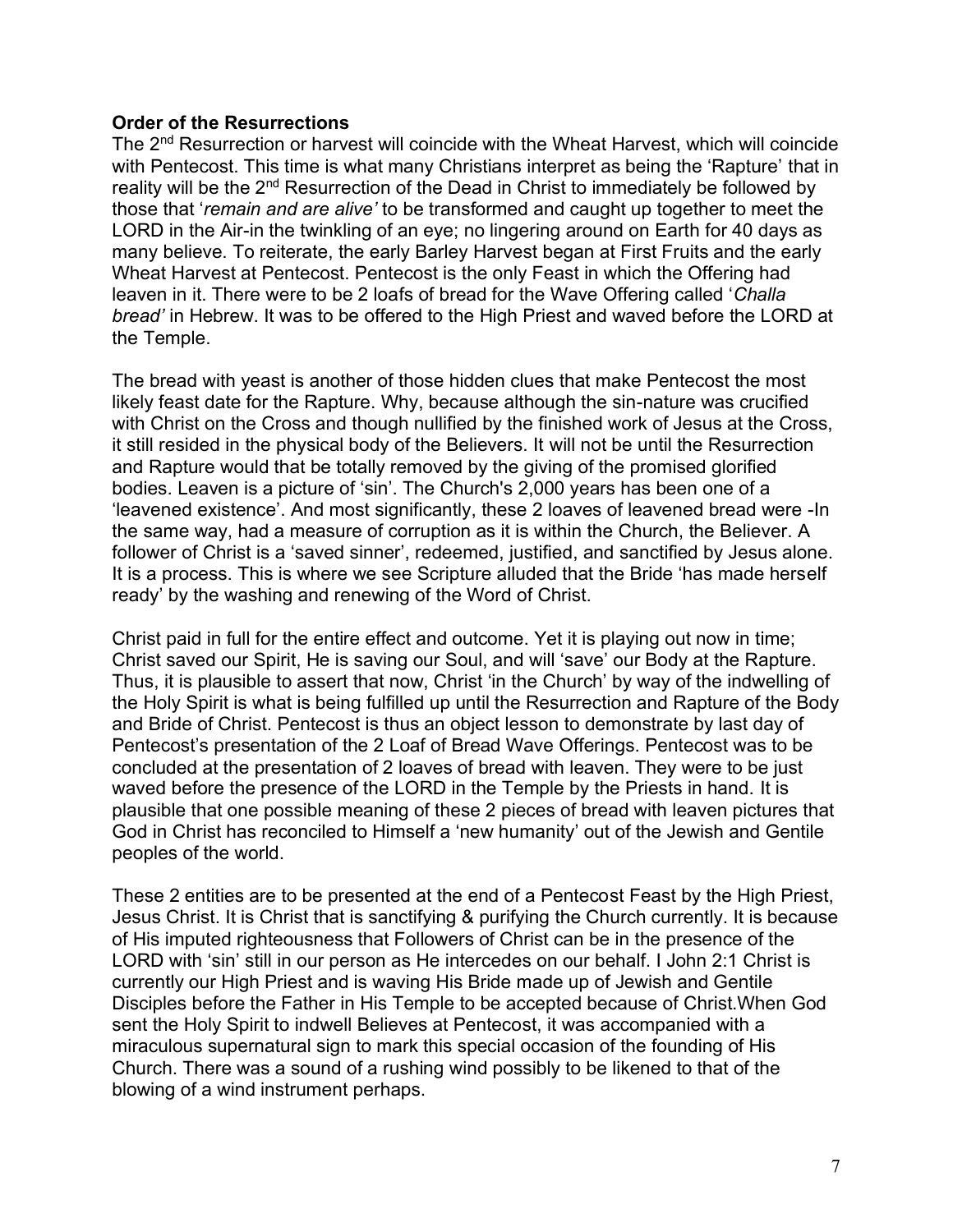**Order of the Resurrections**
The 2nd Resurrection or harvest will coincide with the Wheat Harvest, which will coincide with Pentecost. This time is what many Christians interpret as being the 'Rapture' that in reality will be the 2nd Resurrection of the Dead in Christ to immediately be followed by those that '*remain and are alive'* to be transformed and caught up together to meet the LORD in the Air-in the twinkling of an eye; no lingering around on Earth for 40 days as many believe. To reiterate, the early Barley Harvest began at First Fruits and the early Wheat Harvest at Pentecost. Pentecost is the only Feast in which the Offering had leaven in it. There were to be 2 loafs of bread for the Wave Offering called '*Challa bread'* in Hebrew. It was to be offered to the High Priest and waved before the LORD at the Temple.

The bread with yeast is another of those hidden clues that make Pentecost the most likely feast date for the Rapture. Why, because although the sin-nature was crucified with Christ on the Cross and though nullified by the finished work of Jesus at the Cross, it still resided in the physical body of the Believers. It will not be until the Resurrection and Rapture would that be totally removed by the giving of the promised glorified bodies. Leaven is a picture of 'sin'. The Church's 2,000 years has been one of a 'leavened existence'. And most significantly, these 2 loaves of leavened bread were -In the same way, had a measure of corruption as it is within the Church, the Believer. A follower of Christ is a 'saved sinner', redeemed, justified, and sanctified by Jesus alone. It is a process. This is where we see Scripture alluded that the Bride 'has made herself ready' by the washing and renewing of the Word of Christ.

Christ paid in full for the entire effect and outcome. Yet it is playing out now in time; Christ saved our Spirit, He is saving our Soul, and will 'save' our Body at the Rapture. Thus, it is plausible to assert that now, Christ 'in the Church' by way of the indwelling of the Holy Spirit is what is being fulfilled up until the Resurrection and Rapture of the Body and Bride of Christ. Pentecost is thus an object lesson to demonstrate by last day of Pentecost's presentation of the 2 Loaf of Bread Wave Offerings. Pentecost was to be concluded at the presentation of 2 loaves of bread with leaven. They were to be just waved before the presence of the LORD in the Temple by the Priests in hand. It is plausible that one possible meaning of these 2 pieces of bread with leaven pictures that God in Christ has reconciled to Himself a 'new humanity' out of the Jewish and Gentile peoples of the world.

These 2 entities are to be presented at the end of a Pentecost Feast by the High Priest, Jesus Christ. It is Christ that is sanctifying & purifying the Church currently. It is because of His imputed righteousness that Followers of Christ can be in the presence of the LORD with 'sin' still in our person as He intercedes on our behalf. I John 2:1 Christ is currently our High Priest and is waving His Bride made up of Jewish and Gentile Disciples before the Father in His Temple to be accepted because of Christ.When God sent the Holy Spirit to indwell Believes at Pentecost, it was accompanied with a miraculous supernatural sign to mark this special occasion of the founding of His Church. There was a sound of a rushing wind possibly to be likened to that of the blowing of a wind instrument perhaps.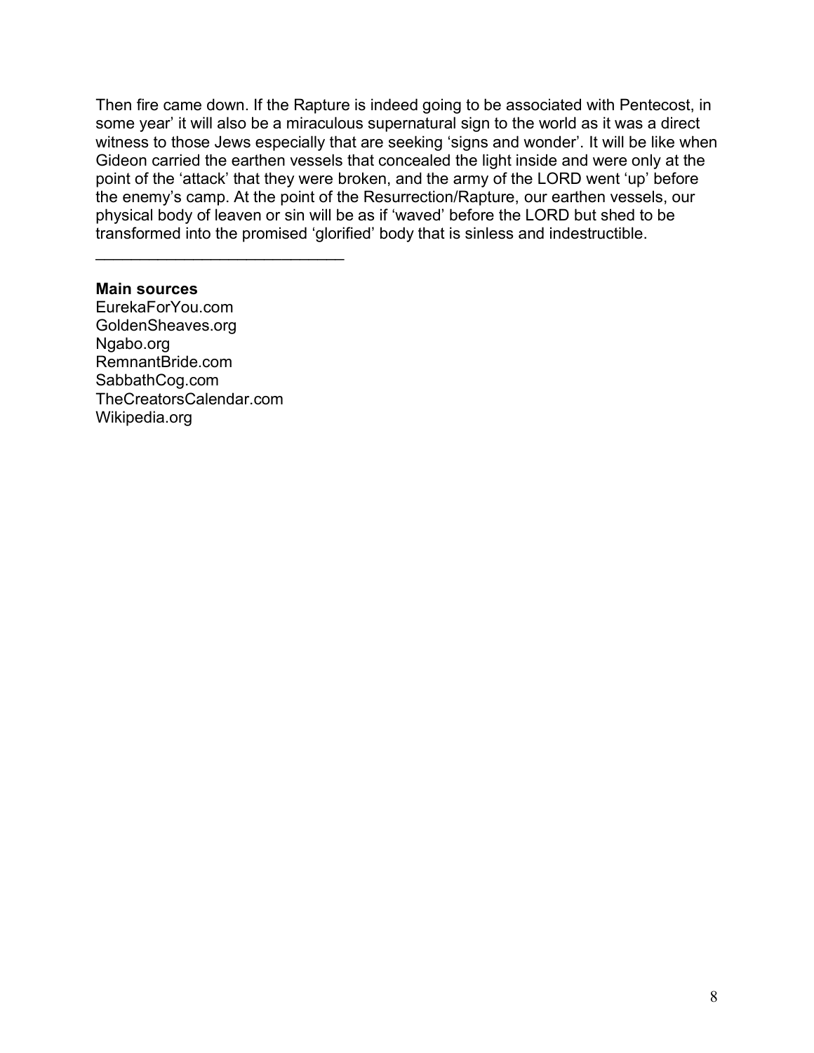Then fire came down. If the Rapture is indeed going to be associated with Pentecost, in some year' it will also be a miraculous supernatural sign to the world as it was a direct witness to those Jews especially that are seeking 'signs and wonder'. It will be like when Gideon carried the earthen vessels that concealed the light inside and were only at the point of the 'attack' that they were broken, and the army of the LORD went 'up' before the enemy's camp. At the point of the Resurrection/Rapture, our earthen vessels, our physical body of leaven or sin will be as if 'waved' before the LORD but shed to be transformed into the promised 'glorified' body that is sinless and indestructible.

___

**Main sources**

EurekaForYou.com
GoldenSheaves.org
Ngabo.org
RemnantBride.com
SabbathCog.com
TheCreatorsCalendar.com
Wikipedia.org